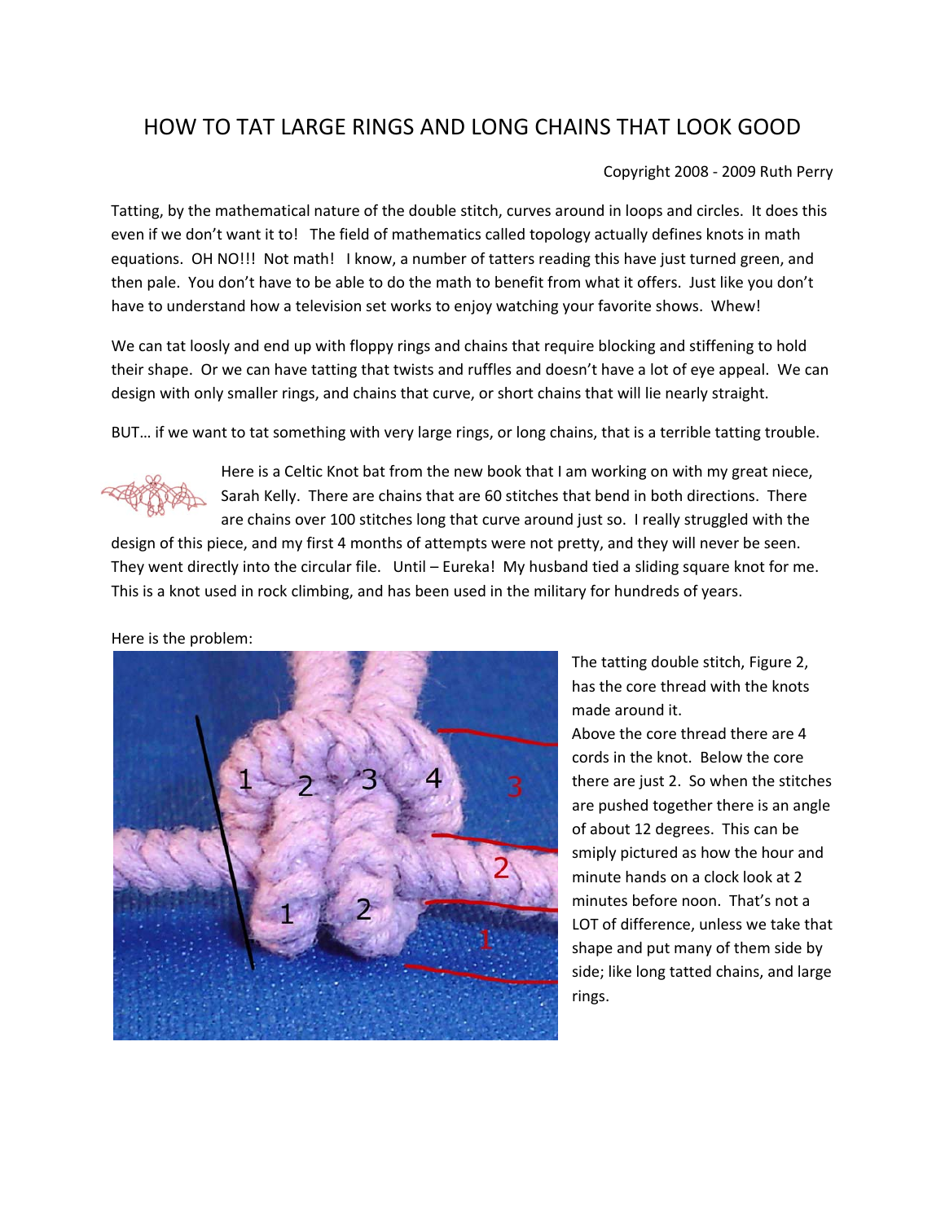# HOW TO TAT LARGE RINGS AND LONG CHAINS THAT LOOK GOOD

Copyright 2008 - 2009 Ruth Perry

Tatting, by the mathematical nature of the double stitch, curves around in loops and circles. It does this even if we don't want it to! The field of mathematics called topology actually defines knots in math equations. OH NO!!! Not math! I know, a number of tatters reading this have just turned green, and then pale. You don't have to be able to do the math to benefit from what it offers. Just like you don't have to understand how a television set works to enjoy watching your favorite shows. Whew!

We can tat loosely and end up with floppy rings and chains that require blocking and stiffening to hold their shape. Or we can have tatting that twists and ruffles and doesn't have a lot of eye appeal. We can design with only smaller rings, and chains that curve, or short chains that will lie nearly straight.

BUT… if we want to tat something with very large rings, or long chains, that is a terrible tatting trouble.

Here is a Celtic Knot bat from the new book that I am working on with my great niece, Sarah Kelly. There are chains that are 60 stitches that bend in both directions. There are chains over 100 stitches long that curve around just so. I really struggled with the design of this piece, and my first 4 months of attempts were not pretty, and they will never be seen. They went directly into the circular file. Until – Eureka! My husband tied a sliding square knot for me. This is a knot used in rock climbing, and has been used in the military for hundreds of years.

Here is the problem:

The tatting double stitch, Figure 2, has the core thread with the knots made around it.

Above the core thread there are 4 cords in the knot. Below the core there are just 2. So when the stitches are pushed together there is an angle of about 12 degrees. This can be smiply pictured as how the hour and minute hands on a clock look at 2 minutes before noon. That's not a LOT of difference, unless we take that shape and put many of them side by side; like long tatted chains, and large rings.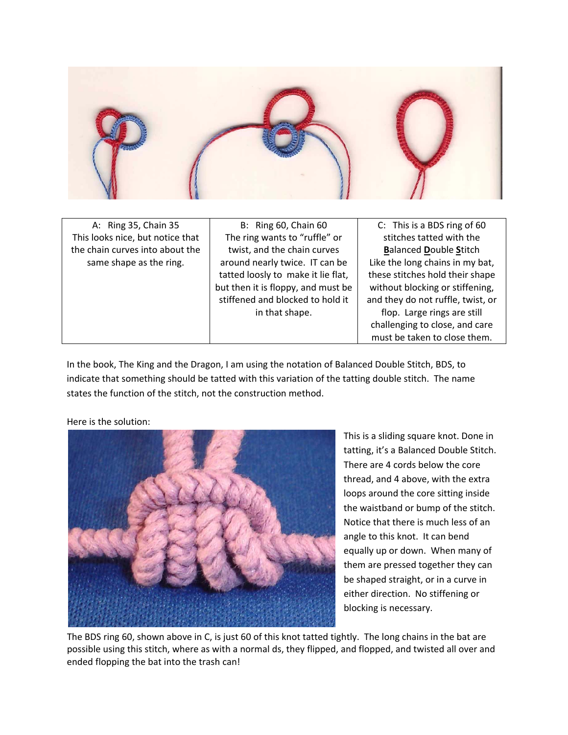| A: Ring 35, Chain 35 This looks nice, but notice that the chain curves into about the same shape as the ring. | B: Ring 60, Chain 60 The ring wants to "ruffle" or twist, and the chain curves around nearly twice. IT can be tatted loosly to make it lie flat, but then it is floppy, and must be stiffened and blocked to hold it in that shape. | C: This is a BDS ring of 60 stitches tatted with the **B**alanced **D**ouble **S**titch Like the long chains in my bat, these stitches hold their shape without blocking or stiffening, and they do not ruffle, twist, or flop. Large rings are still challenging to close, and care must be taken to close them. |
|---|---|---|

In the book, The King and the Dragon, I am using the notation of Balanced Double Stitch, BDS, to indicate that something should be tatted with this variation of the tatting double stitch. The name states the function of the stitch, not the construction method.

Here is the solution:

This is a sliding square knot. Done in tatting, it's a Balanced Double Stitch. There are 4 cords below the core thread, and 4 above, with the extra loops around the core sitting inside the waistband or bump of the stitch. Notice that there is much less of an angle to this knot. It can bend equally up or down. When many of them are pressed together they can be shaped straight, or in a curve in either direction. No stiffening or blocking is necessary.

The BDS ring 60, shown above in C, is just 60 of this knot tatted tightly. The long chains in the bat are possible using this stitch, where as with a normal ds, they flipped, and flopped, and twisted all over and ended flopping the bat into the trash can!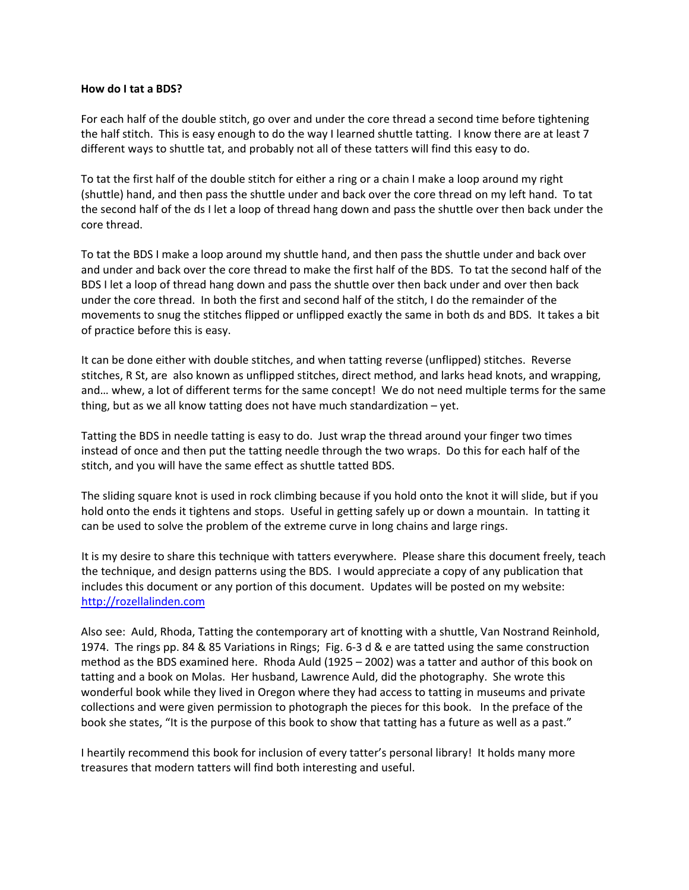**How do I tat a BDS?**

For each half of the double stitch, go over and under the core thread a second time before tightening the half stitch. This is easy enough to do the way I learned shuttle tatting. I know there are at least 7 different ways to shuttle tat, and probably not all of these tatters will find this easy to do.

To tat the first half of the double stitch for either a ring or a chain I make a loop around my right (shuttle) hand, and then pass the shuttle under and back over the core thread on my left hand. To tat the second half of the ds I let a loop of thread hang down and pass the shuttle over then back under the core thread.

To tat the BDS I make a loop around my shuttle hand, and then pass the shuttle under and back over and under and back over the core thread to make the first half of the BDS. To tat the second half of the BDS I let a loop of thread hang down and pass the shuttle over then back under and over then back under the core thread. In both the first and second half of the stitch, I do the remainder of the movements to snug the stitches flipped or unflipped exactly the same in both ds and BDS. It takes a bit of practice before this is easy.

It can be done either with double stitches, and when tatting reverse (unflipped) stitches. Reverse stitches, R St, are also known as unflipped stitches, direct method, and larks head knots, and wrapping, and… whew, a lot of different terms for the same concept! We do not need multiple terms for the same thing, but as we all know tatting does not have much standardization – yet.

Tatting the BDS in needle tatting is easy to do. Just wrap the thread around your finger two times instead of once and then put the tatting needle through the two wraps. Do this for each half of the stitch, and you will have the same effect as shuttle tatted BDS.

The sliding square knot is used in rock climbing because if you hold onto the knot it will slide, but if you hold onto the ends it tightens and stops. Useful in getting safely up or down a mountain. In tatting it can be used to solve the problem of the extreme curve in long chains and large rings.

It is my desire to share this technique with tatters everywhere. Please share this document freely, teach the technique, and design patterns using the BDS. I would appreciate a copy of any publication that includes this document or any portion of this document. Updates will be posted on my website: [http://rozellalinden.com](http://rozellalinden.com)

Also see: Auld, Rhoda, Tatting the contemporary art of knotting with a shuttle, Van Nostrand Reinhold, 1974. The rings pp. 84 & 85 Variations in Rings; Fig. 6-3 d & e are tatted using the same construction method as the BDS examined here. Rhoda Auld (1925 – 2002) was a tatter and author of this book on tatting and a book on Molas. Her husband, Lawrence Auld, did the photography. She wrote this wonderful book while they lived in Oregon where they had access to tatting in museums and private collections and were given permission to photograph the pieces for this book. In the preface of the book she states, "It is the purpose of this book to show that tatting has a future as well as a past."

I heartily recommend this book for inclusion of every tatter's personal library! It holds many more treasures that modern tatters will find both interesting and useful.